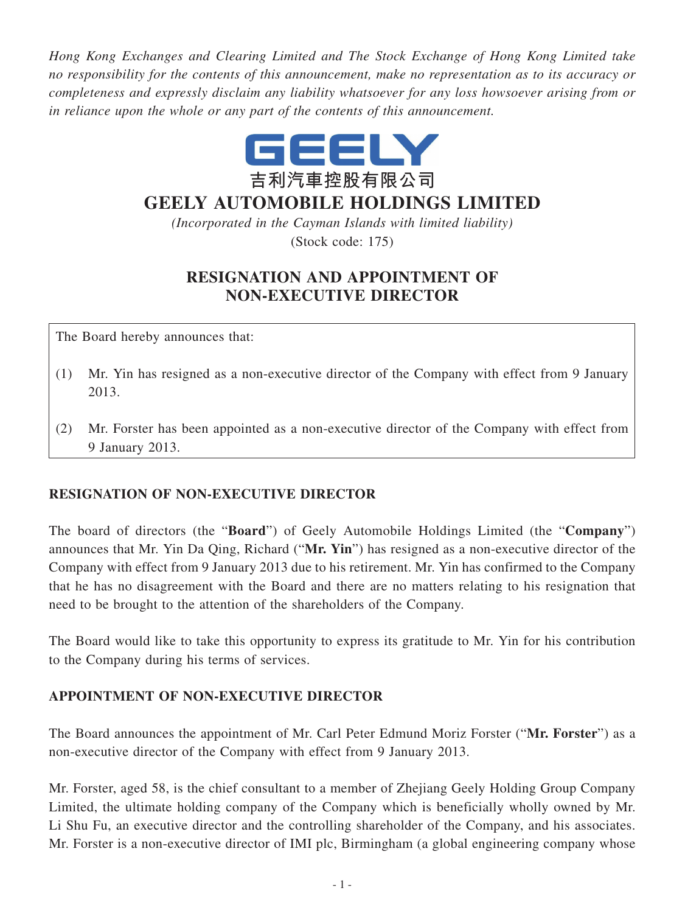*Hong Kong Exchanges and Clearing Limited and The Stock Exchange of Hong Kong Limited take no responsibility for the contents of this announcement, make no representation as to its accuracy or completeness and expressly disclaim any liability whatsoever for any loss howsoever arising from or in reliance upon the whole or any part of the contents of this announcement.*

GEELY

吉利汽車控股有限公司

# GEELY AUTOMOBILE HOLDINGS LIMITED

*(Incorporated in the Cayman Islands with limited liability)*

(Stock code: 175)

## RESIGNATION AND APPOINTMENT OF NON-EXECUTIVE DIRECTOR

The Board hereby announces that:

(1) Mr. Yin has resigned as a non-executive director of the Company with effect from 9 January 2013.

(2) Mr. Forster has been appointed as a non-executive director of the Company with effect from 9 January 2013.

### RESIGNATION OF NON-EXECUTIVE DIRECTOR

The board of directors (the "**Board**") of Geely Automobile Holdings Limited (the "**Company**") announces that Mr. Yin Da Qing, Richard ("**Mr. Yin**") has resigned as a non-executive director of the Company with effect from 9 January 2013 due to his retirement. Mr. Yin has confirmed to the Company that he has no disagreement with the Board and there are no matters relating to his resignation that need to be brought to the attention of the shareholders of the Company.

The Board would like to take this opportunity to express its gratitude to Mr. Yin for his contribution to the Company during his terms of services.

### APPOINTMENT OF NON-EXECUTIVE DIRECTOR

The Board announces the appointment of Mr. Carl Peter Edmund Moriz Forster ("**Mr. Forster**") as a non-executive director of the Company with effect from 9 January 2013.

Mr. Forster, aged 58, is the chief consultant to a member of Zhejiang Geely Holding Group Company Limited, the ultimate holding company of the Company which is beneficially wholly owned by Mr. Li Shu Fu, an executive director and the controlling shareholder of the Company, and his associates. Mr. Forster is a non-executive director of IMI plc, Birmingham (a global engineering company whose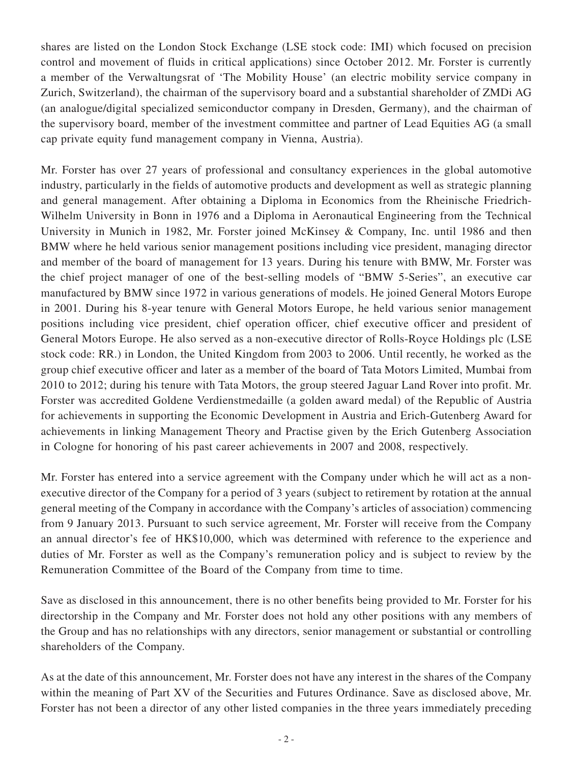shares are listed on the London Stock Exchange (LSE stock code: IMI) which focused on precision control and movement of fluids in critical applications) since October 2012. Mr. Forster is currently a member of the Verwaltungsrat of 'The Mobility House' (an electric mobility service company in Zurich, Switzerland), the chairman of the supervisory board and a substantial shareholder of ZMDi AG (an analogue/digital specialized semiconductor company in Dresden, Germany), and the chairman of the supervisory board, member of the investment committee and partner of Lead Equities AG (a small cap private equity fund management company in Vienna, Austria).

Mr. Forster has over 27 years of professional and consultancy experiences in the global automotive industry, particularly in the fields of automotive products and development as well as strategic planning and general management. After obtaining a Diploma in Economics from the Rheinische Friedrich-Wilhelm University in Bonn in 1976 and a Diploma in Aeronautical Engineering from the Technical University in Munich in 1982, Mr. Forster joined McKinsey & Company, Inc. until 1986 and then BMW where he held various senior management positions including vice president, managing director and member of the board of management for 13 years. During his tenure with BMW, Mr. Forster was the chief project manager of one of the best-selling models of "BMW 5-Series", an executive car manufactured by BMW since 1972 in various generations of models. He joined General Motors Europe in 2001. During his 8-year tenure with General Motors Europe, he held various senior management positions including vice president, chief operation officer, chief executive officer and president of General Motors Europe. He also served as a non-executive director of Rolls-Royce Holdings plc (LSE stock code: RR.) in London, the United Kingdom from 2003 to 2006. Until recently, he worked as the group chief executive officer and later as a member of the board of Tata Motors Limited, Mumbai from 2010 to 2012; during his tenure with Tata Motors, the group steered Jaguar Land Rover into profit. Mr. Forster was accredited Goldene Verdienstmedaille (a golden award medal) of the Republic of Austria for achievements in supporting the Economic Development in Austria and Erich-Gutenberg Award for achievements in linking Management Theory and Practise given by the Erich Gutenberg Association in Cologne for honoring of his past career achievements in 2007 and 2008, respectively.

Mr. Forster has entered into a service agreement with the Company under which he will act as a non-executive director of the Company for a period of 3 years (subject to retirement by rotation at the annual general meeting of the Company in accordance with the Company's articles of association) commencing from 9 January 2013. Pursuant to such service agreement, Mr. Forster will receive from the Company an annual director's fee of HK$10,000, which was determined with reference to the experience and duties of Mr. Forster as well as the Company's remuneration policy and is subject to review by the Remuneration Committee of the Board of the Company from time to time.

Save as disclosed in this announcement, there is no other benefits being provided to Mr. Forster for his directorship in the Company and Mr. Forster does not hold any other positions with any members of the Group and has no relationships with any directors, senior management or substantial or controlling shareholders of the Company.

As at the date of this announcement, Mr. Forster does not have any interest in the shares of the Company within the meaning of Part XV of the Securities and Futures Ordinance. Save as disclosed above, Mr. Forster has not been a director of any other listed companies in the three years immediately preceding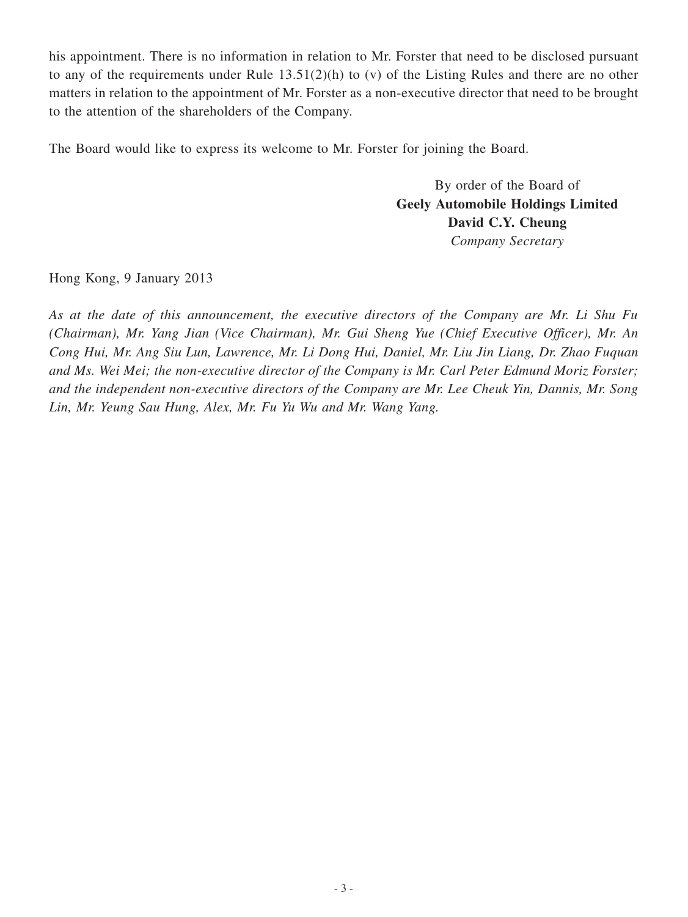his appointment. There is no information in relation to Mr. Forster that need to be disclosed pursuant to any of the requirements under Rule 13.51(2)(h) to (v) of the Listing Rules and there are no other matters in relation to the appointment of Mr. Forster as a non-executive director that need to be brought to the attention of the shareholders of the Company.

The Board would like to express its welcome to Mr. Forster for joining the Board.

By order of the Board of
**Geely Automobile Holdings Limited**
**David C.Y. Cheung**
*Company Secretary*

Hong Kong, 9 January 2013

*As at the date of this announcement, the executive directors of the Company are Mr. Li Shu Fu (Chairman), Mr. Yang Jian (Vice Chairman), Mr. Gui Sheng Yue (Chief Executive Officer), Mr. An Cong Hui, Mr. Ang Siu Lun, Lawrence, Mr. Li Dong Hui, Daniel, Mr. Liu Jin Liang, Dr. Zhao Fuquan and Ms. Wei Mei; the non-executive director of the Company is Mr. Carl Peter Edmund Moriz Forster; and the independent non-executive directors of the Company are Mr. Lee Cheuk Yin, Dannis, Mr. Song Lin, Mr. Yeung Sau Hung, Alex, Mr. Fu Yu Wu and Mr. Wang Yang.*